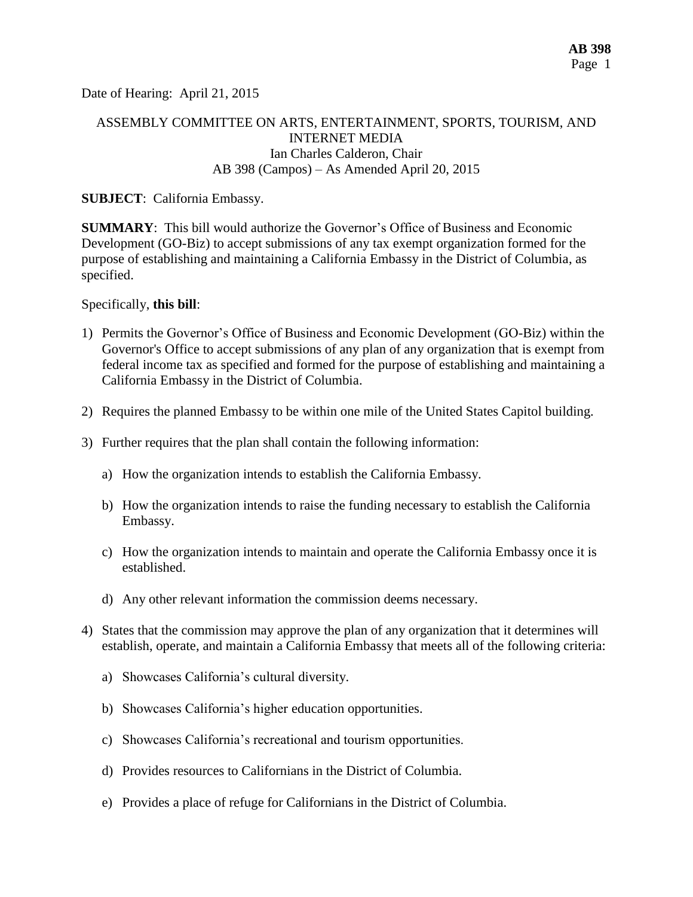Date of Hearing: April 21, 2015

ASSEMBLY COMMITTEE ON ARTS, ENTERTAINMENT, SPORTS, TOURISM, AND INTERNET MEDIA
Ian Charles Calderon, Chair
AB 398 (Campos) – As Amended April 20, 2015

**SUBJECT**: California Embassy.

**SUMMARY**: This bill would authorize the Governor's Office of Business and Economic Development (GO-Biz) to accept submissions of any tax exempt organization formed for the purpose of establishing and maintaining a California Embassy in the District of Columbia, as specified.

Specifically, **this bill**:

1) Permits the Governor's Office of Business and Economic Development (GO-Biz) within the Governor's Office to accept submissions of any plan of any organization that is exempt from federal income tax as specified and formed for the purpose of establishing and maintaining a California Embassy in the District of Columbia.

2) Requires the planned Embassy to be within one mile of the United States Capitol building.

3) Further requires that the plan shall contain the following information:

   a) How the organization intends to establish the California Embassy.

   b) How the organization intends to raise the funding necessary to establish the California Embassy.

   c) How the organization intends to maintain and operate the California Embassy once it is established.

   d) Any other relevant information the commission deems necessary.

4) States that the commission may approve the plan of any organization that it determines will establish, operate, and maintain a California Embassy that meets all of the following criteria:

   a) Showcases California's cultural diversity.

   b) Showcases California's higher education opportunities.

   c) Showcases California's recreational and tourism opportunities.

   d) Provides resources to Californians in the District of Columbia.

   e) Provides a place of refuge for Californians in the District of Columbia.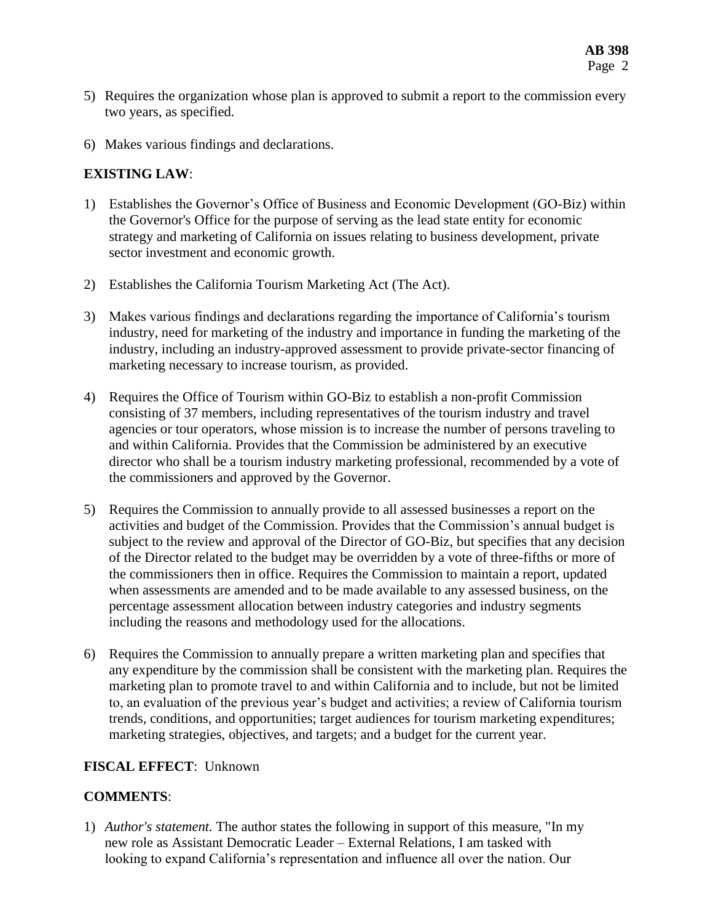5) Requires the organization whose plan is approved to submit a report to the commission every two years, as specified.

6) Makes various findings and declarations.

**EXISTING LAW**:

1) Establishes the Governor's Office of Business and Economic Development (GO-Biz) within the Governor's Office for the purpose of serving as the lead state entity for economic strategy and marketing of California on issues relating to business development, private sector investment and economic growth.

2) Establishes the California Tourism Marketing Act (The Act).

3) Makes various findings and declarations regarding the importance of California's tourism industry, need for marketing of the industry and importance in funding the marketing of the industry, including an industry-approved assessment to provide private-sector financing of marketing necessary to increase tourism, as provided.

4) Requires the Office of Tourism within GO-Biz to establish a non-profit Commission consisting of 37 members, including representatives of the tourism industry and travel agencies or tour operators, whose mission is to increase the number of persons traveling to and within California. Provides that the Commission be administered by an executive director who shall be a tourism industry marketing professional, recommended by a vote of the commissioners and approved by the Governor.

5) Requires the Commission to annually provide to all assessed businesses a report on the activities and budget of the Commission. Provides that the Commission's annual budget is subject to the review and approval of the Director of GO-Biz, but specifies that any decision of the Director related to the budget may be overridden by a vote of three-fifths or more of the commissioners then in office. Requires the Commission to maintain a report, updated when assessments are amended and to be made available to any assessed business, on the percentage assessment allocation between industry categories and industry segments including the reasons and methodology used for the allocations.

6) Requires the Commission to annually prepare a written marketing plan and specifies that any expenditure by the commission shall be consistent with the marketing plan. Requires the marketing plan to promote travel to and within California and to include, but not be limited to, an evaluation of the previous year's budget and activities; a review of California tourism trends, conditions, and opportunities; target audiences for tourism marketing expenditures; marketing strategies, objectives, and targets; and a budget for the current year.

**FISCAL EFFECT**: Unknown

**COMMENTS**:

1) *Author's statement.* The author states the following in support of this measure, "In my new role as Assistant Democratic Leader – External Relations, I am tasked with looking to expand California's representation and influence all over the nation. Our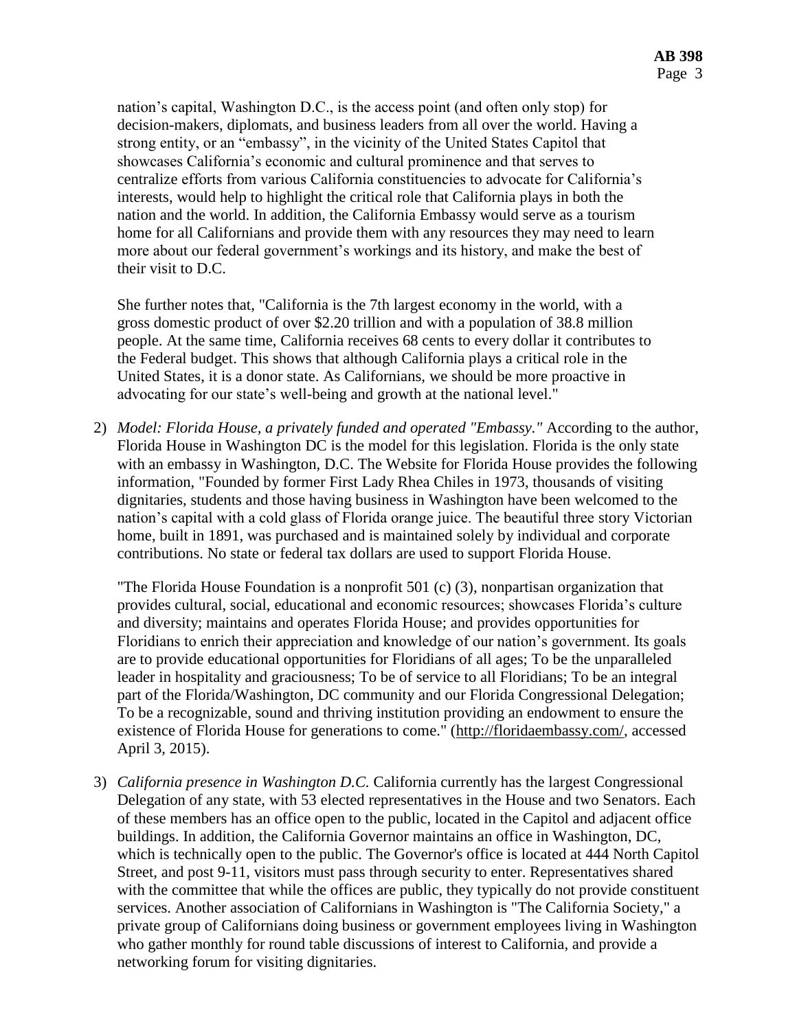nation's capital, Washington D.C., is the access point (and often only stop) for decision-makers, diplomats, and business leaders from all over the world. Having a strong entity, or an "embassy", in the vicinity of the United States Capitol that showcases California's economic and cultural prominence and that serves to centralize efforts from various California constituencies to advocate for California's interests, would help to highlight the critical role that California plays in both the nation and the world. In addition, the California Embassy would serve as a tourism home for all Californians and provide them with any resources they may need to learn more about our federal government's workings and its history, and make the best of their visit to D.C.

She further notes that, "California is the 7th largest economy in the world, with a gross domestic product of over $2.20 trillion and with a population of 38.8 million people. At the same time, California receives 68 cents to every dollar it contributes to the Federal budget. This shows that although California plays a critical role in the United States, it is a donor state. As Californians, we should be more proactive in advocating for our state's well-being and growth at the national level."

2) *Model: Florida House, a privately funded and operated "Embassy."* According to the author, Florida House in Washington DC is the model for this legislation. Florida is the only state with an embassy in Washington, D.C. The Website for Florida House provides the following information, "Founded by former First Lady Rhea Chiles in 1973, thousands of visiting dignitaries, students and those having business in Washington have been welcomed to the nation's capital with a cold glass of Florida orange juice. The beautiful three story Victorian home, built in 1891, was purchased and is maintained solely by individual and corporate contributions. No state or federal tax dollars are used to support Florida House.

   "The Florida House Foundation is a nonprofit 501 (c) (3), nonpartisan organization that provides cultural, social, educational and economic resources; showcases Florida's culture and diversity; maintains and operates Florida House; and provides opportunities for Floridians to enrich their appreciation and knowledge of our nation's government. Its goals are to provide educational opportunities for Floridians of all ages; To be the unparalleled leader in hospitality and graciousness; To be of service to all Floridians; To be an integral part of the Florida/Washington, DC community and our Florida Congressional Delegation; To be a recognizable, sound and thriving institution providing an endowment to ensure the existence of Florida House for generations to come." (http://floridaembassy.com/, accessed April 3, 2015).

3) *California presence in Washington D.C.* California currently has the largest Congressional Delegation of any state, with 53 elected representatives in the House and two Senators. Each of these members has an office open to the public, located in the Capitol and adjacent office buildings. In addition, the California Governor maintains an office in Washington, DC, which is technically open to the public. The Governor's office is located at 444 North Capitol Street, and post 9-11, visitors must pass through security to enter. Representatives shared with the committee that while the offices are public, they typically do not provide constituent services. Another association of Californians in Washington is "The California Society," a private group of Californians doing business or government employees living in Washington who gather monthly for round table discussions of interest to California, and provide a networking forum for visiting dignitaries.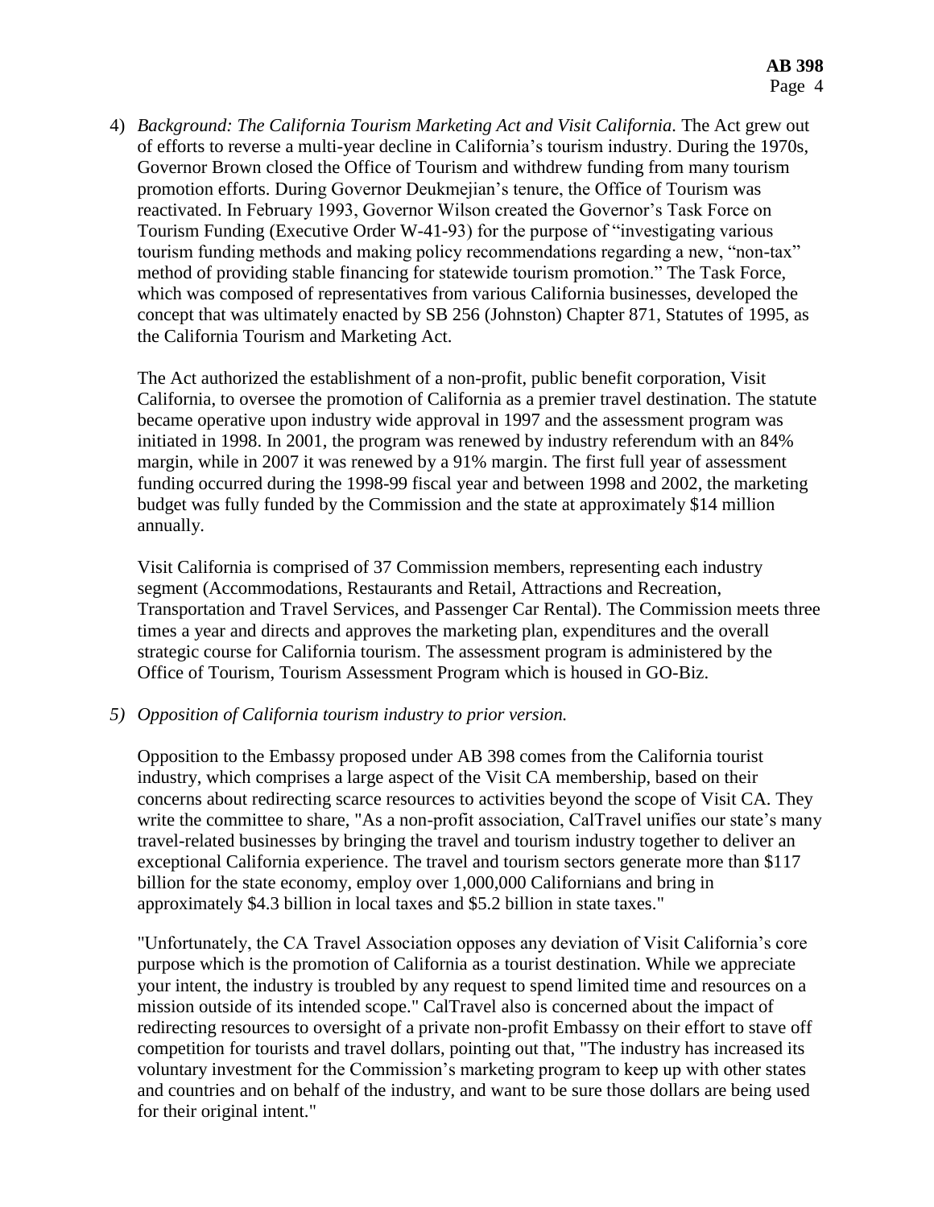4) *Background: The California Tourism Marketing Act and Visit California.* The Act grew out of efforts to reverse a multi-year decline in California's tourism industry. During the 1970s, Governor Brown closed the Office of Tourism and withdrew funding from many tourism promotion efforts. During Governor Deukmejian's tenure, the Office of Tourism was reactivated. In February 1993, Governor Wilson created the Governor's Task Force on Tourism Funding (Executive Order W-41-93) for the purpose of "investigating various tourism funding methods and making policy recommendations regarding a new, "non-tax" method of providing stable financing for statewide tourism promotion." The Task Force, which was composed of representatives from various California businesses, developed the concept that was ultimately enacted by SB 256 (Johnston) Chapter 871, Statutes of 1995, as the California Tourism and Marketing Act.

   The Act authorized the establishment of a non-profit, public benefit corporation, Visit California, to oversee the promotion of California as a premier travel destination. The statute became operative upon industry wide approval in 1997 and the assessment program was initiated in 1998. In 2001, the program was renewed by industry referendum with an 84% margin, while in 2007 it was renewed by a 91% margin. The first full year of assessment funding occurred during the 1998-99 fiscal year and between 1998 and 2002, the marketing budget was fully funded by the Commission and the state at approximately $14 million annually.

   Visit California is comprised of 37 Commission members, representing each industry segment (Accommodations, Restaurants and Retail, Attractions and Recreation, Transportation and Travel Services, and Passenger Car Rental). The Commission meets three times a year and directs and approves the marketing plan, expenditures and the overall strategic course for California tourism. The assessment program is administered by the Office of Tourism, Tourism Assessment Program which is housed in GO-Biz.

5) *Opposition of California tourism industry to prior version.*

   Opposition to the Embassy proposed under AB 398 comes from the California tourist industry, which comprises a large aspect of the Visit CA membership, based on their concerns about redirecting scarce resources to activities beyond the scope of Visit CA. They write the committee to share, "As a non-profit association, CalTravel unifies our state's many travel-related businesses by bringing the travel and tourism industry together to deliver an exceptional California experience. The travel and tourism sectors generate more than $117 billion for the state economy, employ over 1,000,000 Californians and bring in approximately $4.3 billion in local taxes and $5.2 billion in state taxes."

   "Unfortunately, the CA Travel Association opposes any deviation of Visit California's core purpose which is the promotion of California as a tourist destination. While we appreciate your intent, the industry is troubled by any request to spend limited time and resources on a mission outside of its intended scope." CalTravel also is concerned about the impact of redirecting resources to oversight of a private non-profit Embassy on their effort to stave off competition for tourists and travel dollars, pointing out that, "The industry has increased its voluntary investment for the Commission's marketing program to keep up with other states and countries and on behalf of the industry, and want to be sure those dollars are being used for their original intent."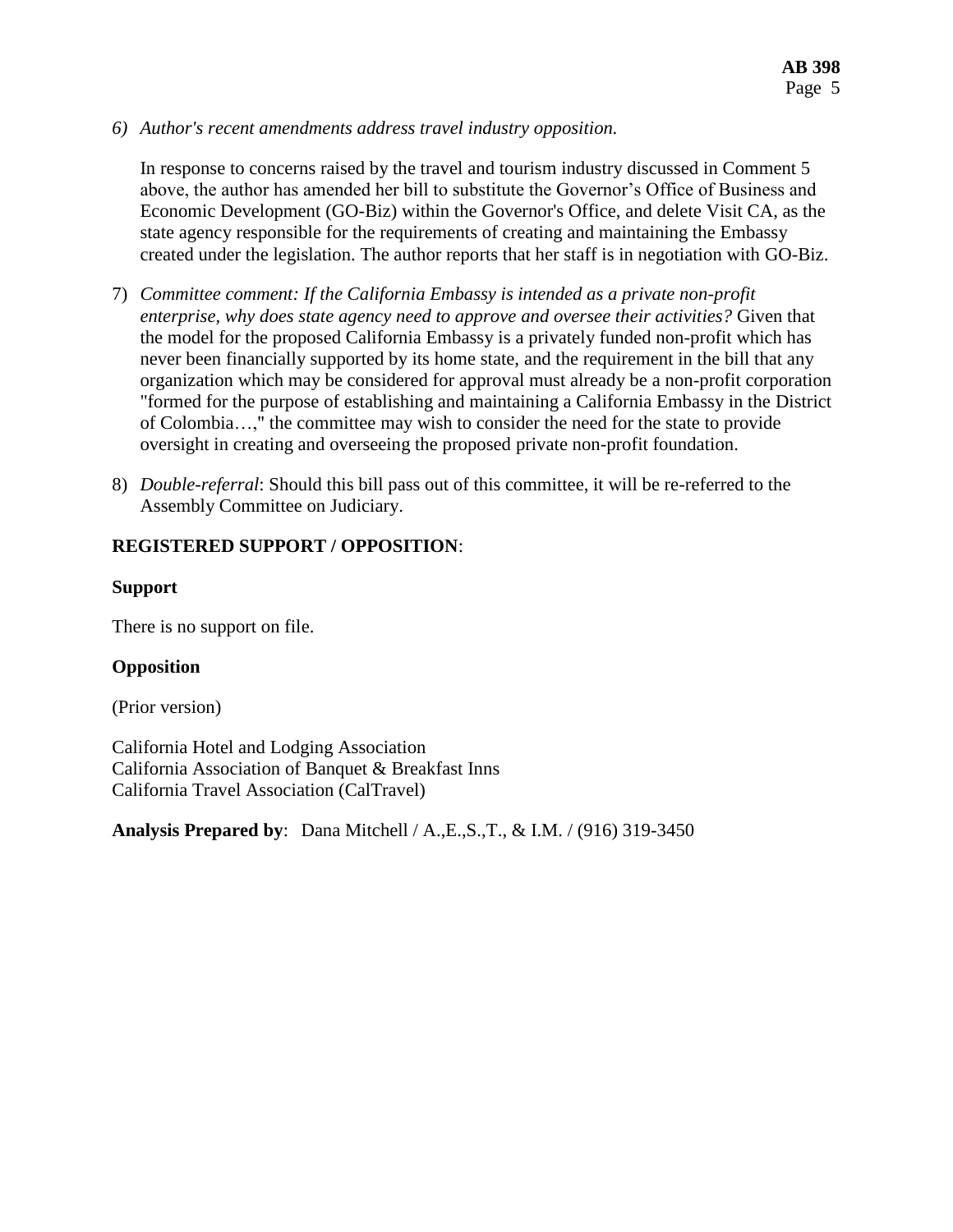6) *Author's recent amendments address travel industry opposition.*

   In response to concerns raised by the travel and tourism industry discussed in Comment 5 above, the author has amended her bill to substitute the Governor's Office of Business and Economic Development (GO-Biz) within the Governor's Office, and delete Visit CA, as the state agency responsible for the requirements of creating and maintaining the Embassy created under the legislation. The author reports that her staff is in negotiation with GO-Biz.

7) *Committee comment: If the California Embassy is intended as a private non-profit enterprise, why does state agency need to approve and oversee their activities?* Given that the model for the proposed California Embassy is a privately funded non-profit which has never been financially supported by its home state, and the requirement in the bill that any organization which may be considered for approval must already be a non-profit corporation "formed for the purpose of establishing and maintaining a California Embassy in the District of Colombia…," the committee may wish to consider the need for the state to provide oversight in creating and overseeing the proposed private non-profit foundation.

8) *Double-referral*: Should this bill pass out of this committee, it will be re-referred to the Assembly Committee on Judiciary.

**REGISTERED SUPPORT / OPPOSITION**:

**Support**

There is no support on file.

**Opposition**

(Prior version)

California Hotel and Lodging Association
California Association of Banquet & Breakfast Inns
California Travel Association (CalTravel)

**Analysis Prepared by**: Dana Mitchell / A.,E.,S.,T., & I.M. / (916) 319-3450